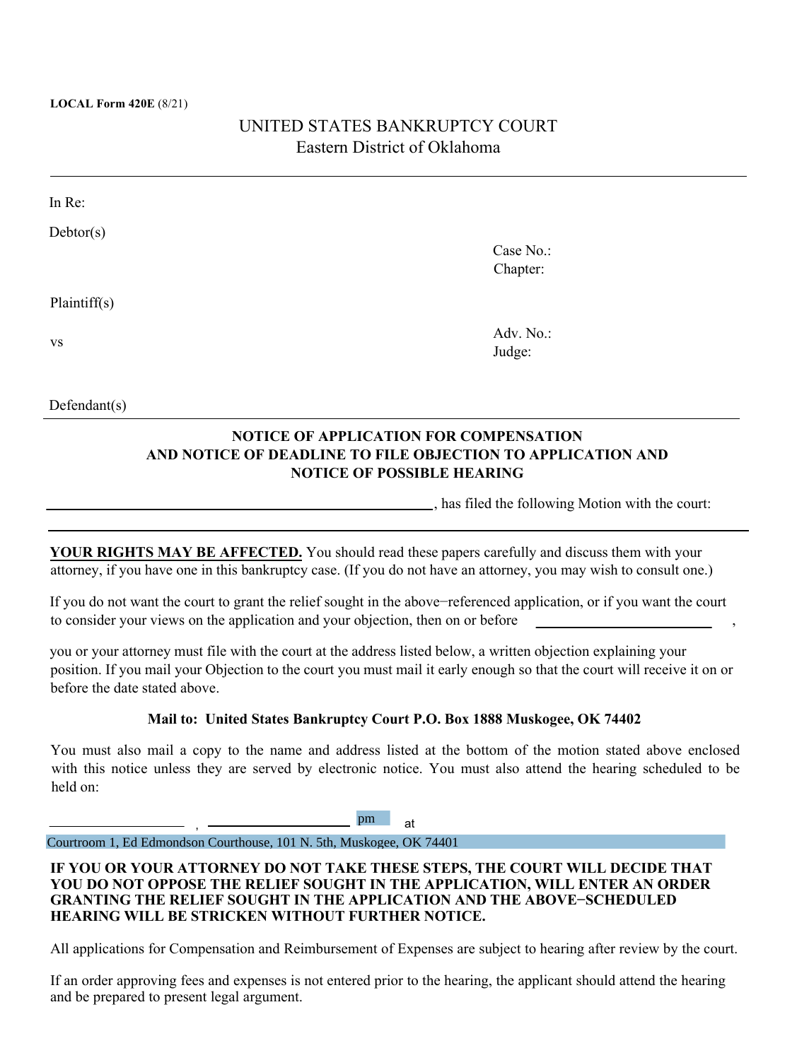**LOCAL Form 420E** (8/21)

UNITED STATES BANKRUPTCY COURT
Eastern District of Oklahoma

---

In Re:

Debtor(s)

Case No.:
Chapter:

Plaintiff(s)

vs

Adv. No.:
Judge:

Defendant(s)

---

**NOTICE OF APPLICATION FOR COMPENSATION
AND NOTICE OF DEADLINE TO FILE OBJECTION TO APPLICATION AND
NOTICE OF POSSIBLE HEARING**

\_\_\_\_\_\_\_\_\_\_\_\_\_\_\_\_\_\_\_\_\_\_\_\_\_\_\_\_\_\_\_\_\_\_\_\_\_\_\_\_\_\_\_\_\_\_\_\_, has filed the following Motion with the court:

---

**YOUR RIGHTS MAY BE AFFECTED.** You should read these papers carefully and discuss them with your attorney, if you have one in this bankruptcy case. (If you do not have an attorney, you may wish to consult one.)

If you do not want the court to grant the relief sought in the above−referenced application, or if you want the court to consider your views on the application and your objection, then on or before \_\_\_\_\_\_\_\_\_\_\_\_\_\_\_\_\_\_\_\_\_\_\_\_ ,

you or your attorney must file with the court at the address listed below, a written objection explaining your position. If you mail your Objection to the court you must mail it early enough so that the court will receive it on or before the date stated above.

**Mail to: United States Bankruptcy Court P.O. Box 1888 Muskogee, OK 74402**

You must also mail a copy to the name and address listed at the bottom of the motion stated above enclosed with this notice unless they are served by electronic notice. You must also attend the hearing scheduled to be held on:

\_\_\_\_\_\_\_\_\_\_\_\_\_\_\_\_\_\_ , \_\_\_\_\_\_\_\_\_\_\_\_\_\_\_\_\_\_ pm at

Courtroom 1, Ed Edmondson Courthouse, 101 N. 5th, Muskogee, OK 74401

**IF YOU OR YOUR ATTORNEY DO NOT TAKE THESE STEPS, THE COURT WILL DECIDE THAT YOU DO NOT OPPOSE THE RELIEF SOUGHT IN THE APPLICATION, WILL ENTER AN ORDER GRANTING THE RELIEF SOUGHT IN THE APPLICATION AND THE ABOVE−SCHEDULED HEARING WILL BE STRICKEN WITHOUT FURTHER NOTICE.**

All applications for Compensation and Reimbursement of Expenses are subject to hearing after review by the court.

If an order approving fees and expenses is not entered prior to the hearing, the applicant should attend the hearing and be prepared to present legal argument.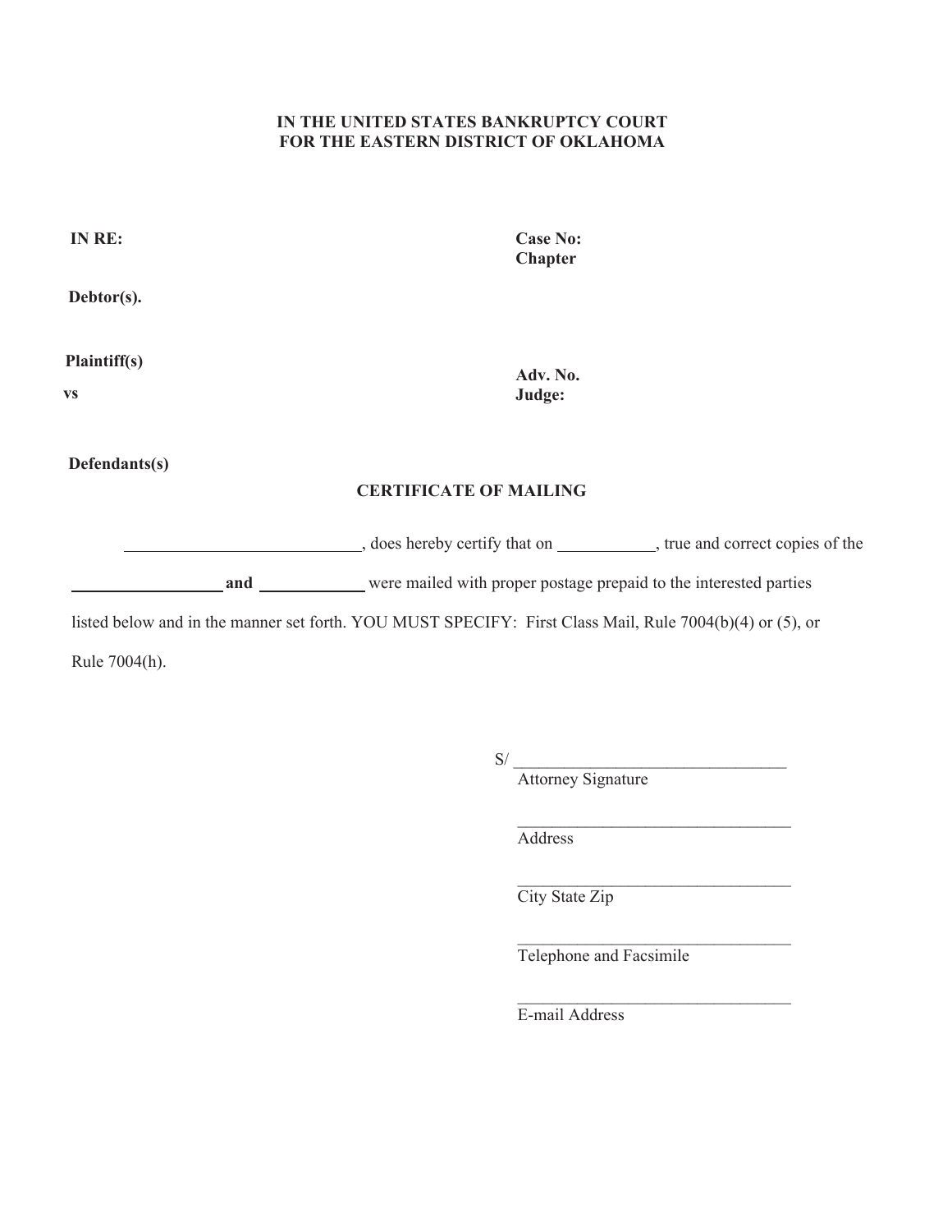**IN THE UNITED STATES BANKRUPTCY COURT**
**FOR THE EASTERN DISTRICT OF OKLAHOMA**

| | |
|---|---|
| **IN RE:** | **Case No:** |
| | **Chapter** |
| **Debtor(s).** | |
| **Plaintiff(s)** | **Adv. No.** |
| **vs** | **Judge:** |
| **Defendants(s)** | |

**CERTIFICATE OF MAILING**

\_\_\_\_\_\_\_\_\_\_\_\_\_\_\_\_\_\_\_\_\_\_\_\_\_\_\_\_, does hereby certify that on \_\_\_\_\_\_\_\_\_\_\_\_, true and correct copies of the \_\_\_\_\_\_\_\_\_\_\_\_\_\_\_\_\_\_\_ **and** \_\_\_\_\_\_\_\_\_\_\_\_\_ were mailed with proper postage prepaid to the interested parties listed below and in the manner set forth. YOU MUST SPECIFY: First Class Mail, Rule 7004(b)(4) or (5), or Rule 7004(h).

S/ \_\_\_\_\_\_\_\_\_\_\_\_\_\_\_\_\_\_\_\_\_\_\_\_\_\_\_\_\_\_\_\_
Attorney Signature

\_\_\_\_\_\_\_\_\_\_\_\_\_\_\_\_\_\_\_\_\_\_\_\_\_\_\_\_\_\_\_\_\_\_
Address

\_\_\_\_\_\_\_\_\_\_\_\_\_\_\_\_\_\_\_\_\_\_\_\_\_\_\_\_\_\_\_\_\_\_
City State Zip

\_\_\_\_\_\_\_\_\_\_\_\_\_\_\_\_\_\_\_\_\_\_\_\_\_\_\_\_\_\_\_\_\_\_
Telephone and Facsimile

\_\_\_\_\_\_\_\_\_\_\_\_\_\_\_\_\_\_\_\_\_\_\_\_\_\_\_\_\_\_\_\_\_\_
E-mail Address